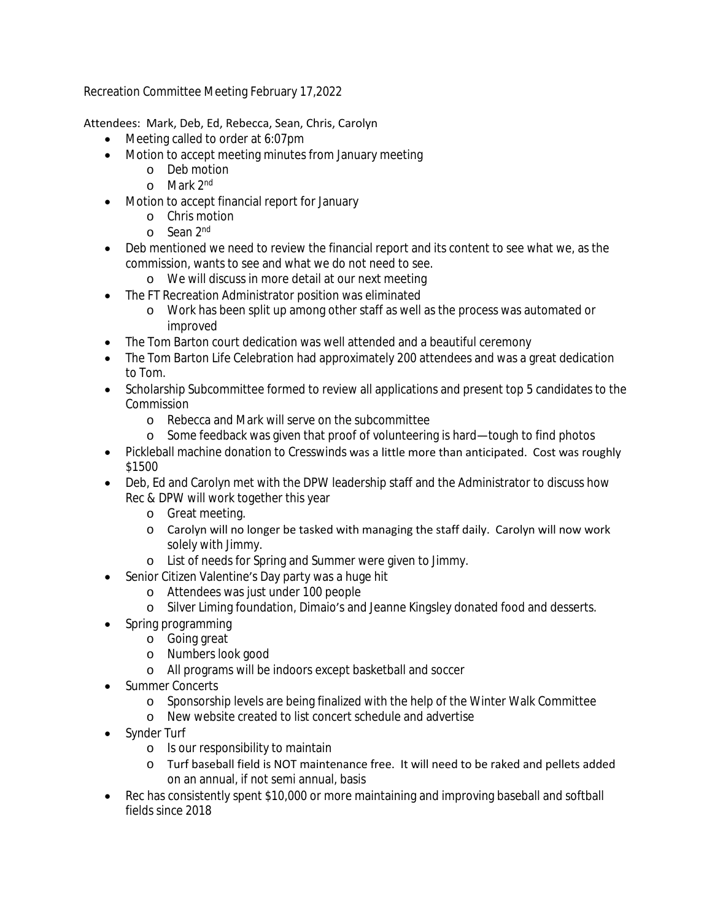Recreation Committee Meeting February 17,2022

Attendees: Mark, Deb, Ed, Rebecca, Sean, Chris, Carolyn

- Meeting called to order at 6:07pm
- Motion to accept meeting minutes from January meeting
  - Deb motion
  - Mark 2nd
- Motion to accept financial report for January
  - Chris motion
  - Sean 2nd
- Deb mentioned we need to review the financial report and its content to see what we, as the commission, wants to see and what we do not need to see.
  - We will discuss in more detail at our next meeting
- The FT Recreation Administrator position was eliminated
  - Work has been split up among other staff as well as the process was automated or improved
- The Tom Barton court dedication was well attended and a beautiful ceremony
- The Tom Barton Life Celebration had approximately 200 attendees and was a great dedication to Tom.
- Scholarship Subcommittee formed to review all applications and present top 5 candidates to the Commission
  - Rebecca and Mark will serve on the subcommittee
  - Some feedback was given that proof of volunteering is hard—tough to find photos
- Pickleball machine donation to Cresswinds was a little more than anticipated. Cost was roughly $1500
- Deb, Ed and Carolyn met with the DPW leadership staff and the Administrator to discuss how Rec & DPW will work together this year
  - Great meeting.
  - Carolyn will no longer be tasked with managing the staff daily. Carolyn will now work solely with Jimmy.
  - List of needs for Spring and Summer were given to Jimmy.
- Senior Citizen Valentine's Day party was a huge hit
  - Attendees was just under 100 people
  - Silver Liming foundation, Dimaio's and Jeanne Kingsley donated food and desserts.
- Spring programming
  - Going great
  - Numbers look good
  - All programs will be indoors except basketball and soccer
- Summer Concerts
  - Sponsorship levels are being finalized with the help of the Winter Walk Committee
  - New website created to list concert schedule and advertise
- Synder Turf
  - Is our responsibility to maintain
  - Turf baseball field is NOT maintenance free. It will need to be raked and pellets added on an annual, if not semi annual, basis
- Rec has consistently spent $10,000 or more maintaining and improving baseball and softball fields since 2018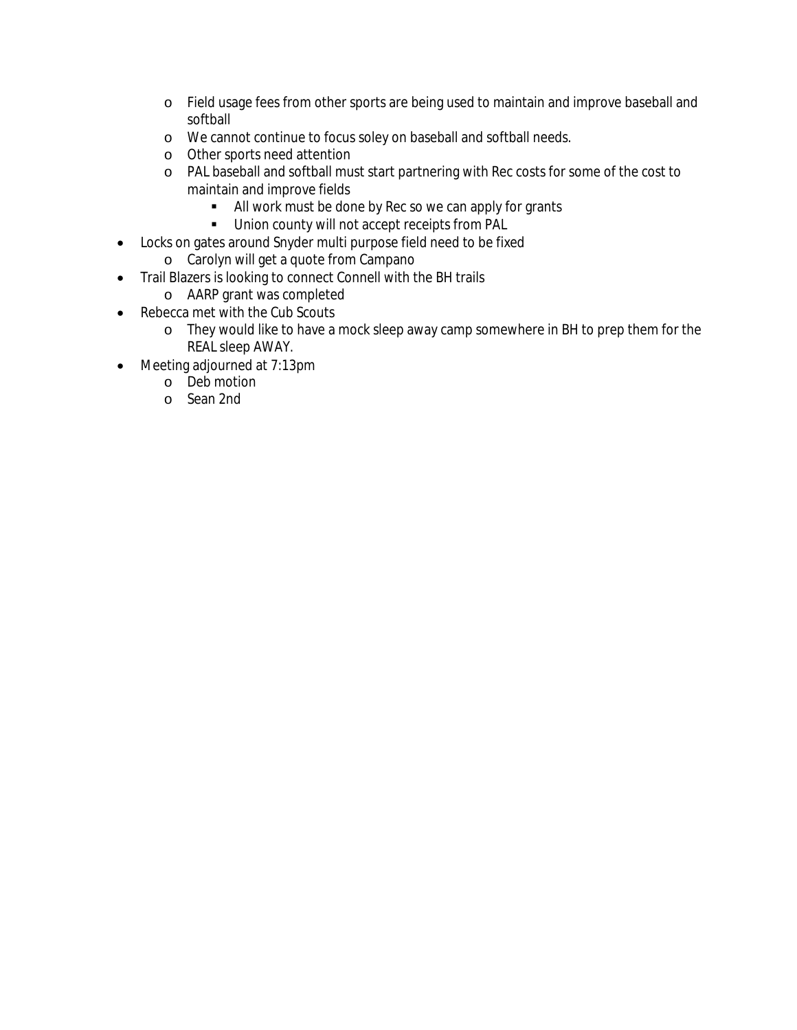- Field usage fees from other sports are being used to maintain and improve baseball and softball
    - We cannot continue to focus soley on baseball and softball needs.
    - Other sports need attention
    - PAL baseball and softball must start partnering with Rec costs for some of the cost to maintain and improve fields
        - All work must be done by Rec so we can apply for grants
        - Union county will not accept receipts from PAL
- Locks on gates around Snyder multi purpose field need to be fixed
    - Carolyn will get a quote from Campano
- Trail Blazers is looking to connect Connell with the BH trails
    - AARP grant was completed
- Rebecca met with the Cub Scouts
    - They would like to have a mock sleep away camp somewhere in BH to prep them for the REAL sleep AWAY.
- Meeting adjourned at 7:13pm
    - Deb motion
    - Sean 2nd